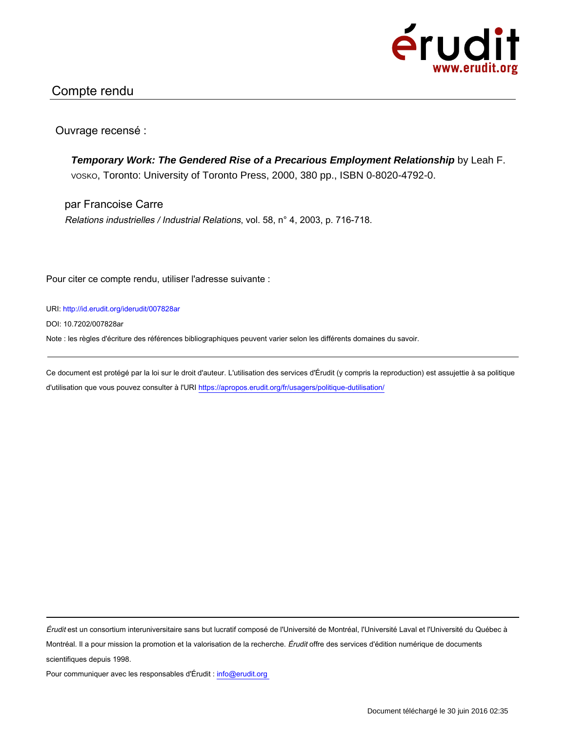érudit
www.erudit.org

## Compte rendu

Ouvrage recensé :

***Temporary Work: The Gendered Rise of a Precarious Employment Relationship*** by Leah F. VOSKO, Toronto: University of Toronto Press, 2000, 380 pp., ISBN 0-8020-4792-0.

par Francoise Carre

*Relations industrielles / Industrial Relations*, vol. 58, n° 4, 2003, p. 716-718.

Pour citer ce compte rendu, utiliser l'adresse suivante :

URI: http://id.erudit.org/iderudit/007828ar

DOI: 10.7202/007828ar

Note : les règles d'écriture des références bibliographiques peuvent varier selon les différents domaines du savoir.

---

Ce document est protégé par la loi sur le droit d'auteur. L'utilisation des services d'Érudit (y compris la reproduction) est assujettie à sa politique d'utilisation que vous pouvez consulter à l'URI https://apropos.erudit.org/fr/usagers/politique-dutilisation/

---

*Érudit* est un consortium interuniversitaire sans but lucratif composé de l'Université de Montréal, l'Université Laval et l'Université du Québec à Montréal. Il a pour mission la promotion et la valorisation de la recherche. *Érudit* offre des services d'édition numérique de documents scientifiques depuis 1998.

Pour communiquer avec les responsables d'Érudit : info@erudit.org

Document téléchargé le 30 juin 2016 02:35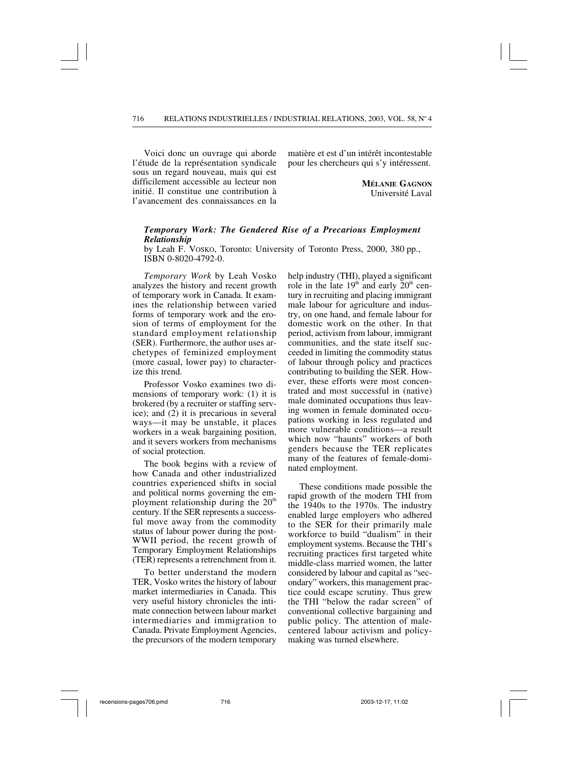Voici donc un ouvrage qui aborde l'étude de la représentation syndicale sous un regard nouveau, mais qui est difficilement accessible au lecteur non initié. Il constitue une contribution à l'avancement des connaissances en la matière et est d'un intérêt incontestable pour les chercheurs qui s'y intéressent.

**MÉLANIE GAGNON**
Université Laval

***Temporary Work: The Gendered Rise of a Precarious Employment Relationship***
by Leah F. VOSKO, Toronto: University of Toronto Press, 2000, 380 pp., ISBN 0-8020-4792-0.

*Temporary Work* by Leah Vosko analyzes the history and recent growth of temporary work in Canada. It examines the relationship between varied forms of temporary work and the erosion of terms of employment for the standard employment relationship (SER). Furthermore, the author uses archetypes of feminized employment (more casual, lower pay) to characterize this trend.

Professor Vosko examines two dimensions of temporary work: (1) it is brokered (by a recruiter or staffing service); and (2) it is precarious in several ways—it may be unstable, it places workers in a weak bargaining position, and it severs workers from mechanisms of social protection.

The book begins with a review of how Canada and other industrialized countries experienced shifts in social and political norms governing the employment relationship during the 20th century. If the SER represents a successful move away from the commodity status of labour power during the post-WWII period, the recent growth of Temporary Employment Relationships (TER) represents a retrenchment from it.

To better understand the modern TER, Vosko writes the history of labour market intermediaries in Canada. This very useful history chronicles the intimate connection between labour market intermediaries and immigration to Canada. Private Employment Agencies, the precursors of the modern temporary help industry (THI), played a significant role in the late 19th and early 20th century in recruiting and placing immigrant male labour for agriculture and industry, on one hand, and female labour for domestic work on the other. In that period, activism from labour, immigrant communities, and the state itself succeeded in limiting the commodity status of labour through policy and practices contributing to building the SER. However, these efforts were most concentrated and most successful in (native) male dominated occupations thus leaving women in female dominated occupations working in less regulated and more vulnerable conditions—a result which now "haunts" workers of both genders because the TER replicates many of the features of female-dominated employment.

These conditions made possible the rapid growth of the modern THI from the 1940s to the 1970s. The industry enabled large employers who adhered to the SER for their primarily male workforce to build "dualism" in their employment systems. Because the THI's recruiting practices first targeted white middle-class married women, the latter considered by labour and capital as "secondary" workers, this management practice could escape scrutiny. Thus grew the THI "below the radar screen" of conventional collective bargaining and public policy. The attention of male-centered labour activism and policy-making was turned elsewhere.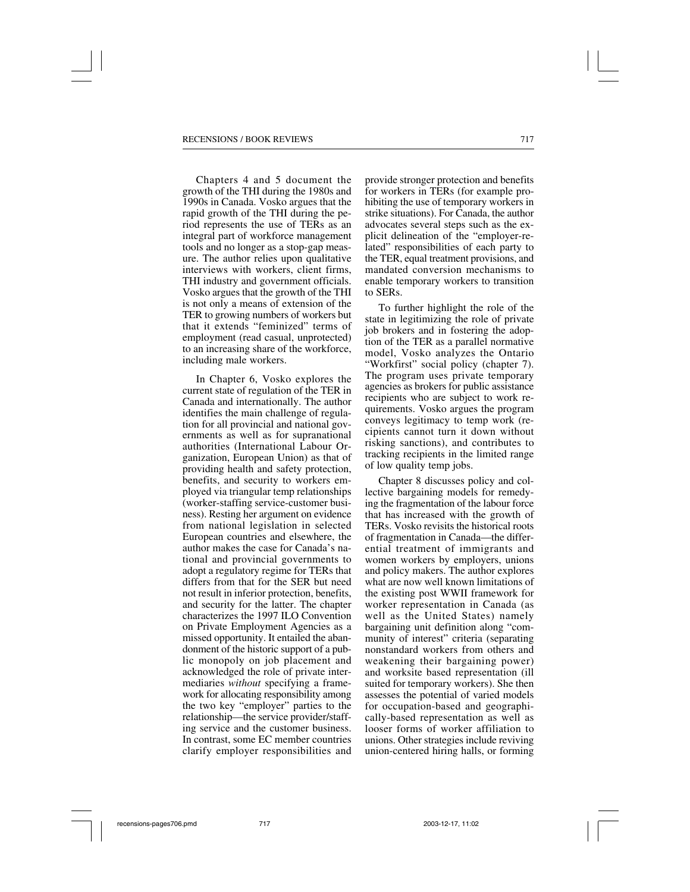Chapters 4 and 5 document the growth of the THI during the 1980s and 1990s in Canada. Vosko argues that the rapid growth of the THI during the period represents the use of TERs as an integral part of workforce management tools and no longer as a stop-gap measure. The author relies upon qualitative interviews with workers, client firms, THI industry and government officials. Vosko argues that the growth of the THI is not only a means of extension of the TER to growing numbers of workers but that it extends "feminized" terms of employment (read casual, unprotected) to an increasing share of the workforce, including male workers.

In Chapter 6, Vosko explores the current state of regulation of the TER in Canada and internationally. The author identifies the main challenge of regulation for all provincial and national governments as well as for supranational authorities (International Labour Organization, European Union) as that of providing health and safety protection, benefits, and security to workers employed via triangular temp relationships (worker-staffing service-customer business). Resting her argument on evidence from national legislation in selected European countries and elsewhere, the author makes the case for Canada's national and provincial governments to adopt a regulatory regime for TERs that differs from that for the SER but need not result in inferior protection, benefits, and security for the latter. The chapter characterizes the 1997 ILO Convention on Private Employment Agencies as a missed opportunity. It entailed the abandonment of the historic support of a public monopoly on job placement and acknowledged the role of private intermediaries *without* specifying a framework for allocating responsibility among the two key "employer" parties to the relationship—the service provider/staffing service and the customer business. In contrast, some EC member countries clarify employer responsibilities and provide stronger protection and benefits for workers in TERs (for example prohibiting the use of temporary workers in strike situations). For Canada, the author advocates several steps such as the explicit delineation of the "employer-related" responsibilities of each party to the TER, equal treatment provisions, and mandated conversion mechanisms to enable temporary workers to transition to SERs.

To further highlight the role of the state in legitimizing the role of private job brokers and in fostering the adoption of the TER as a parallel normative model, Vosko analyzes the Ontario "Workfirst" social policy (chapter 7). The program uses private temporary agencies as brokers for public assistance recipients who are subject to work requirements. Vosko argues the program conveys legitimacy to temp work (recipients cannot turn it down without risking sanctions), and contributes to tracking recipients in the limited range of low quality temp jobs.

Chapter 8 discusses policy and collective bargaining models for remedying the fragmentation of the labour force that has increased with the growth of TERs. Vosko revisits the historical roots of fragmentation in Canada—the differential treatment of immigrants and women workers by employers, unions and policy makers. The author explores what are now well known limitations of the existing post WWII framework for worker representation in Canada (as well as the United States) namely bargaining unit definition along "community of interest" criteria (separating nonstandard workers from others and weakening their bargaining power) and worksite based representation (ill suited for temporary workers). She then assesses the potential of varied models for occupation-based and geographically-based representation as well as looser forms of worker affiliation to unions. Other strategies include reviving union-centered hiring halls, or forming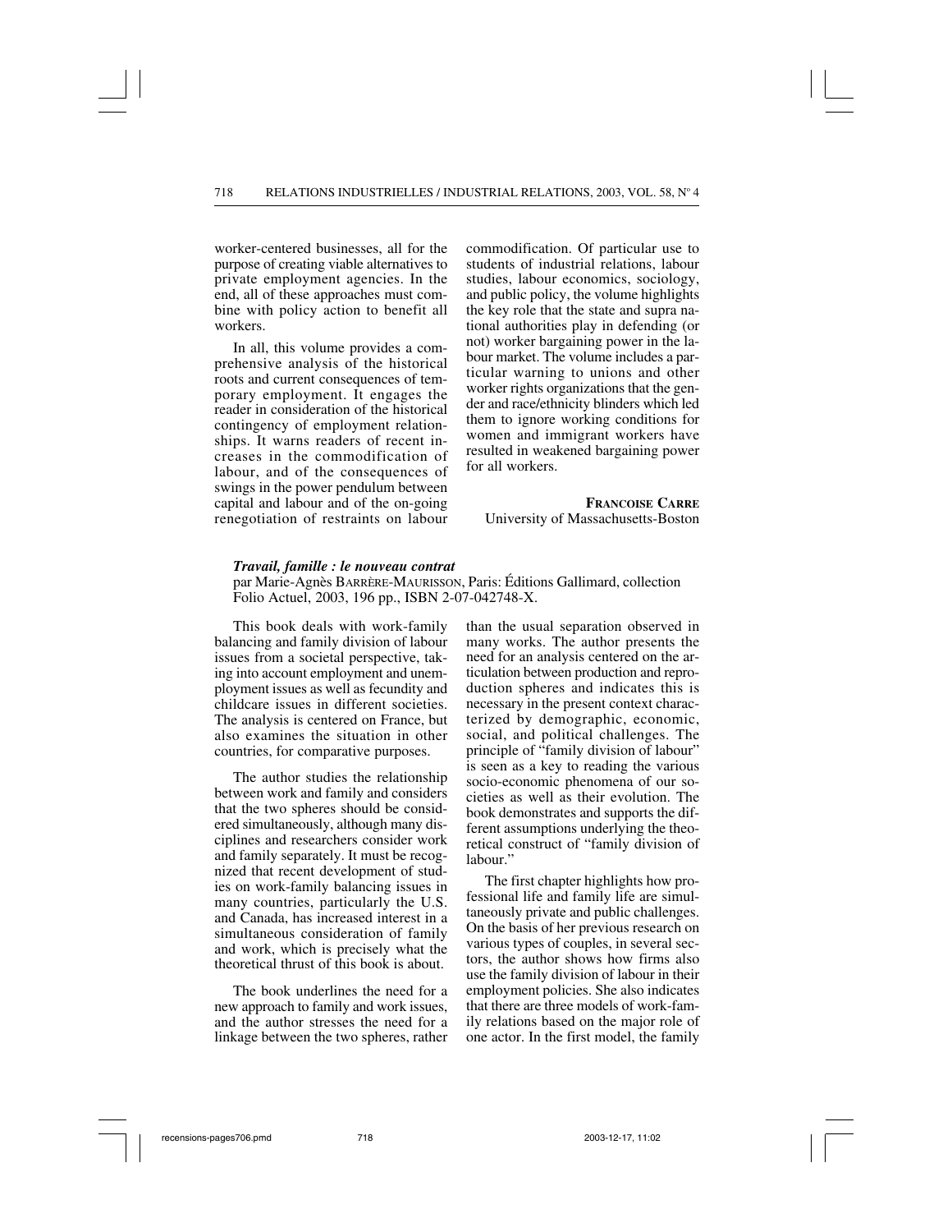worker-centered businesses, all for the purpose of creating viable alternatives to private employment agencies. In the end, all of these approaches must combine with policy action to benefit all workers.

In all, this volume provides a comprehensive analysis of the historical roots and current consequences of temporary employment. It engages the reader in consideration of the historical contingency of employment relationships. It warns readers of recent increases in the commodification of labour, and of the consequences of swings in the power pendulum between capital and labour and of the on-going renegotiation of restraints on labour commodification. Of particular use to students of industrial relations, labour studies, labour economics, sociology, and public policy, the volume highlights the key role that the state and supra national authorities play in defending (or not) worker bargaining power in the labour market. The volume includes a particular warning to unions and other worker rights organizations that the gender and race/ethnicity blinders which led them to ignore working conditions for women and immigrant workers have resulted in weakened bargaining power for all workers.

**Francoise Carre**
University of Massachusetts-Boston

***Travail, famille : le nouveau contrat***
par Marie-Agnès Barrère-Maurisson, Paris: Éditions Gallimard, collection Folio Actuel, 2003, 196 pp., ISBN 2-07-042748-X.

This book deals with work-family balancing and family division of labour issues from a societal perspective, taking into account employment and unemployment issues as well as fecundity and childcare issues in different societies. The analysis is centered on France, but also examines the situation in other countries, for comparative purposes.

The author studies the relationship between work and family and considers that the two spheres should be considered simultaneously, although many disciplines and researchers consider work and family separately. It must be recognized that recent development of studies on work-family balancing issues in many countries, particularly the U.S. and Canada, has increased interest in a simultaneous consideration of family and work, which is precisely what the theoretical thrust of this book is about.

The book underlines the need for a new approach to family and work issues, and the author stresses the need for a linkage between the two spheres, rather than the usual separation observed in many works. The author presents the need for an analysis centered on the articulation between production and reproduction spheres and indicates this is necessary in the present context characterized by demographic, economic, social, and political challenges. The principle of "family division of labour" is seen as a key to reading the various socio-economic phenomena of our societies as well as their evolution. The book demonstrates and supports the different assumptions underlying the theoretical construct of "family division of labour."

The first chapter highlights how professional life and family life are simultaneously private and public challenges. On the basis of her previous research on various types of couples, in several sectors, the author shows how firms also use the family division of labour in their employment policies. She also indicates that there are three models of work-family relations based on the major role of one actor. In the first model, the family